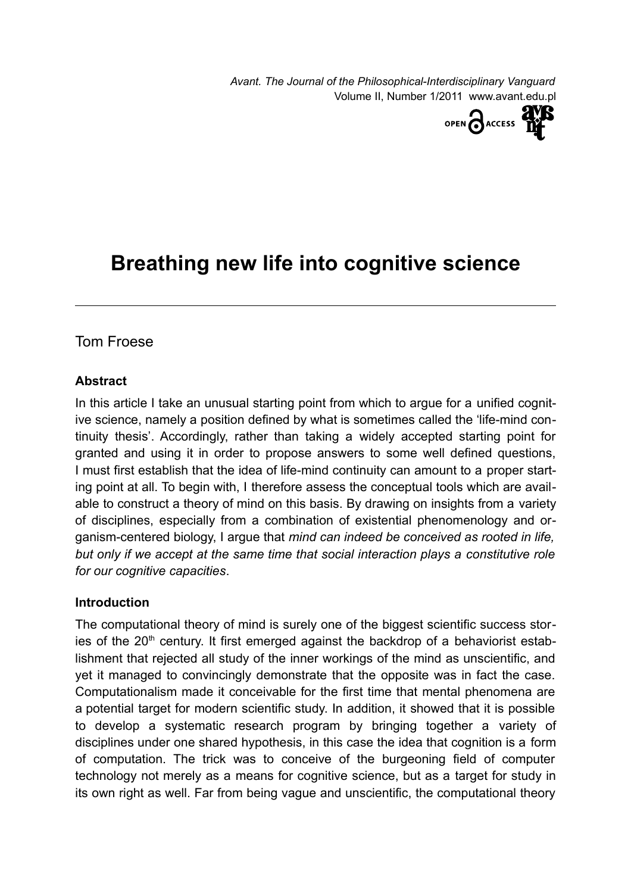# Breathing new life into cognitive science

Tom Froese

### Abstract

In this article I take an unusual starting point from which to argue for a unified cognitive science, namely a position defined by what is sometimes called the 'life-mind continuity thesis'. Accordingly, rather than taking a widely accepted starting point for granted and using it in order to propose answers to some well defined questions, I must first establish that the idea of life-mind continuity can amount to a proper starting point at all. To begin with, I therefore assess the conceptual tools which are available to construct a theory of mind on this basis. By drawing on insights from a variety of disciplines, especially from a combination of existential phenomenology and organism-centered biology, I argue that *mind can indeed be conceived as rooted in life, but only if we accept at the same time that social interaction plays a constitutive role for our cognitive capacities*.

### Introduction

The computational theory of mind is surely one of the biggest scientific success stories of the 20th century. It first emerged against the backdrop of a behaviorist establishment that rejected all study of the inner workings of the mind as unscientific, and yet it managed to convincingly demonstrate that the opposite was in fact the case. Computationalism made it conceivable for the first time that mental phenomena are a potential target for modern scientific study. In addition, it showed that it is possible to develop a systematic research program by bringing together a variety of disciplines under one shared hypothesis, in this case the idea that cognition is a form of computation. The trick was to conceive of the burgeoning field of computer technology not merely as a means for cognitive science, but as a target for study in its own right as well. Far from being vague and unscientific, the computational theory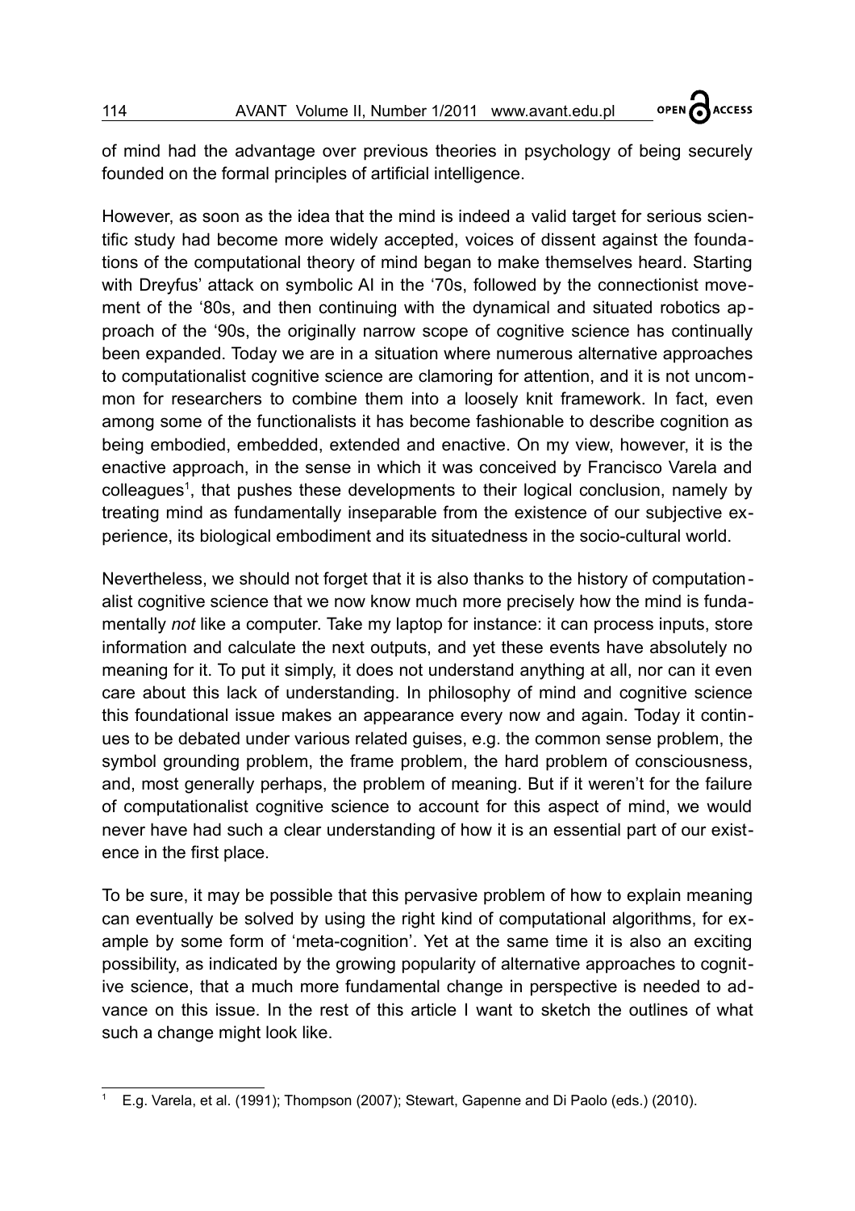of mind had the advantage over previous theories in psychology of being securely founded on the formal principles of artificial intelligence.

However, as soon as the idea that the mind is indeed a valid target for serious scientific study had become more widely accepted, voices of dissent against the foundations of the computational theory of mind began to make themselves heard. Starting with Dreyfus' attack on symbolic AI in the '70s, followed by the connectionist movement of the '80s, and then continuing with the dynamical and situated robotics approach of the '90s, the originally narrow scope of cognitive science has continually been expanded. Today we are in a situation where numerous alternative approaches to computationalist cognitive science are clamoring for attention, and it is not uncommon for researchers to combine them into a loosely knit framework. In fact, even among some of the functionalists it has become fashionable to describe cognition as being embodied, embedded, extended and enactive. On my view, however, it is the enactive approach, in the sense in which it was conceived by Francisco Varela and colleagues[1], that pushes these developments to their logical conclusion, namely by treating mind as fundamentally inseparable from the existence of our subjective experience, its biological embodiment and its situatedness in the socio-cultural world.

Nevertheless, we should not forget that it is also thanks to the history of computationalist cognitive science that we now know much more precisely how the mind is fundamentally *not* like a computer. Take my laptop for instance: it can process inputs, store information and calculate the next outputs, and yet these events have absolutely no meaning for it. To put it simply, it does not understand anything at all, nor can it even care about this lack of understanding. In philosophy of mind and cognitive science this foundational issue makes an appearance every now and again. Today it continues to be debated under various related guises, e.g. the common sense problem, the symbol grounding problem, the frame problem, the hard problem of consciousness, and, most generally perhaps, the problem of meaning. But if it weren't for the failure of computationalist cognitive science to account for this aspect of mind, we would never have had such a clear understanding of how it is an essential part of our existence in the first place.

To be sure, it may be possible that this pervasive problem of how to explain meaning can eventually be solved by using the right kind of computational algorithms, for example by some form of 'meta-cognition'. Yet at the same time it is also an exciting possibility, as indicated by the growing popularity of alternative approaches to cognitive science, that a much more fundamental change in perspective is needed to advance on this issue. In the rest of this article I want to sketch the outlines of what such a change might look like.

---

[1] E.g. Varela, et al. (1991); Thompson (2007); Stewart, Gapenne and Di Paolo (eds.) (2010).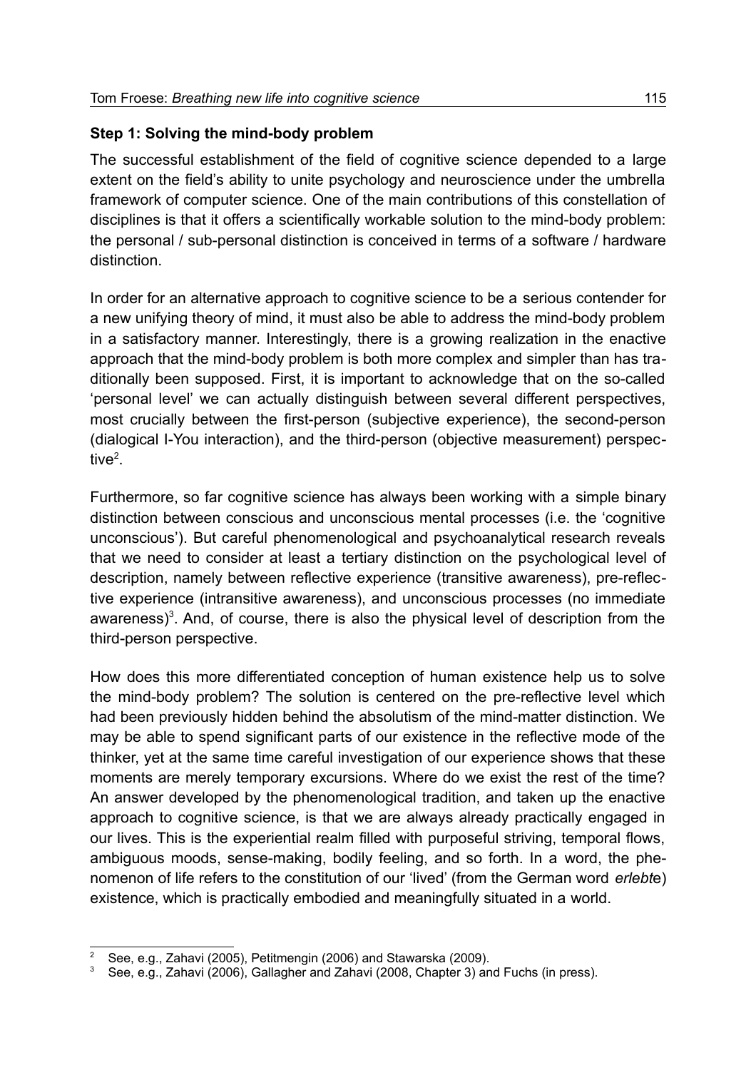### Step 1: Solving the mind-body problem

The successful establishment of the field of cognitive science depended to a large extent on the field's ability to unite psychology and neuroscience under the umbrella framework of computer science. One of the main contributions of this constellation of disciplines is that it offers a scientifically workable solution to the mind-body problem: the personal / sub-personal distinction is conceived in terms of a software / hardware distinction.

In order for an alternative approach to cognitive science to be a serious contender for a new unifying theory of mind, it must also be able to address the mind-body problem in a satisfactory manner. Interestingly, there is a growing realization in the enactive approach that the mind-body problem is both more complex and simpler than has traditionally been supposed. First, it is important to acknowledge that on the so-called 'personal level' we can actually distinguish between several different perspectives, most crucially between the first-person (subjective experience), the second-person (dialogical I-You interaction), and the third-person (objective measurement) perspective[2].

Furthermore, so far cognitive science has always been working with a simple binary distinction between conscious and unconscious mental processes (i.e. the 'cognitive unconscious'). But careful phenomenological and psychoanalytical research reveals that we need to consider at least a tertiary distinction on the psychological level of description, namely between reflective experience (transitive awareness), pre-reflective experience (intransitive awareness), and unconscious processes (no immediate awareness)[3]. And, of course, there is also the physical level of description from the third-person perspective.

How does this more differentiated conception of human existence help us to solve the mind-body problem? The solution is centered on the pre-reflective level which had been previously hidden behind the absolutism of the mind-matter distinction. We may be able to spend significant parts of our existence in the reflective mode of the thinker, yet at the same time careful investigation of our experience shows that these moments are merely temporary excursions. Where do we exist the rest of the time? An answer developed by the phenomenological tradition, and taken up the enactive approach to cognitive science, is that we are always already practically engaged in our lives. This is the experiential realm filled with purposeful striving, temporal flows, ambiguous moods, sense-making, bodily feeling, and so forth. In a word, the phenomenon of life refers to the constitution of our 'lived' (from the German word *erlebt*e) existence, which is practically embodied and meaningfully situated in a world.

---

[2] See, e.g., Zahavi (2005), Petitmengin (2006) and Stawarska (2009).

[3] See, e.g., Zahavi (2006), Gallagher and Zahavi (2008, Chapter 3) and Fuchs (in press).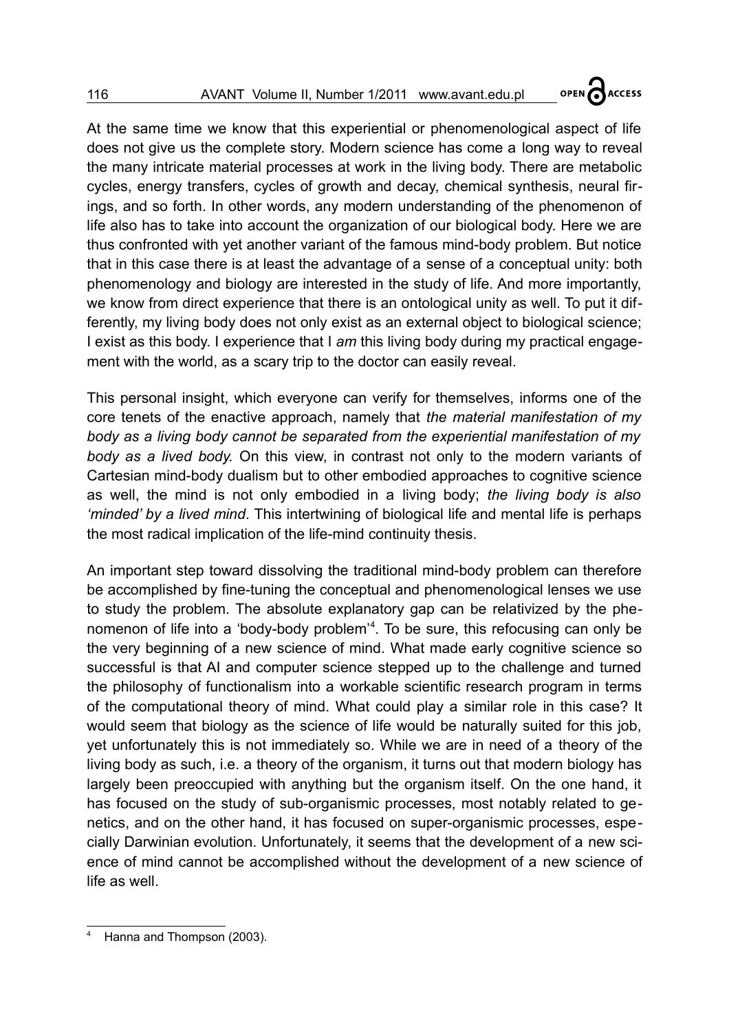At the same time we know that this experiential or phenomenological aspect of life does not give us the complete story. Modern science has come a long way to reveal the many intricate material processes at work in the living body. There are metabolic cycles, energy transfers, cycles of growth and decay, chemical synthesis, neural firings, and so forth. In other words, any modern understanding of the phenomenon of life also has to take into account the organization of our biological body. Here we are thus confronted with yet another variant of the famous mind-body problem. But notice that in this case there is at least the advantage of a sense of a conceptual unity: both phenomenology and biology are interested in the study of life. And more importantly, we know from direct experience that there is an ontological unity as well. To put it differently, my living body does not only exist as an external object to biological science; I exist as this body. I experience that I *am* this living body during my practical engagement with the world, as a scary trip to the doctor can easily reveal.

This personal insight, which everyone can verify for themselves, informs one of the core tenets of the enactive approach, namely that *the material manifestation of my body as a living body cannot be separated from the experiential manifestation of my body as a lived body.* On this view, in contrast not only to the modern variants of Cartesian mind-body dualism but to other embodied approaches to cognitive science as well, the mind is not only embodied in a living body; *the living body is also 'minded' by a lived mind*. This intertwining of biological life and mental life is perhaps the most radical implication of the life-mind continuity thesis.

An important step toward dissolving the traditional mind-body problem can therefore be accomplished by fine-tuning the conceptual and phenomenological lenses we use to study the problem. The absolute explanatory gap can be relativized by the phenomenon of life into a 'body-body problem'[4]. To be sure, this refocusing can only be the very beginning of a new science of mind. What made early cognitive science so successful is that AI and computer science stepped up to the challenge and turned the philosophy of functionalism into a workable scientific research program in terms of the computational theory of mind. What could play a similar role in this case? It would seem that biology as the science of life would be naturally suited for this job, yet unfortunately this is not immediately so. While we are in need of a theory of the living body as such, i.e. a theory of the organism, it turns out that modern biology has largely been preoccupied with anything but the organism itself. On the one hand, it has focused on the study of sub-organismic processes, most notably related to genetics, and on the other hand, it has focused on super-organismic processes, especially Darwinian evolution. Unfortunately, it seems that the development of a new science of mind cannot be accomplished without the development of a new science of life as well.

---

[4] Hanna and Thompson (2003).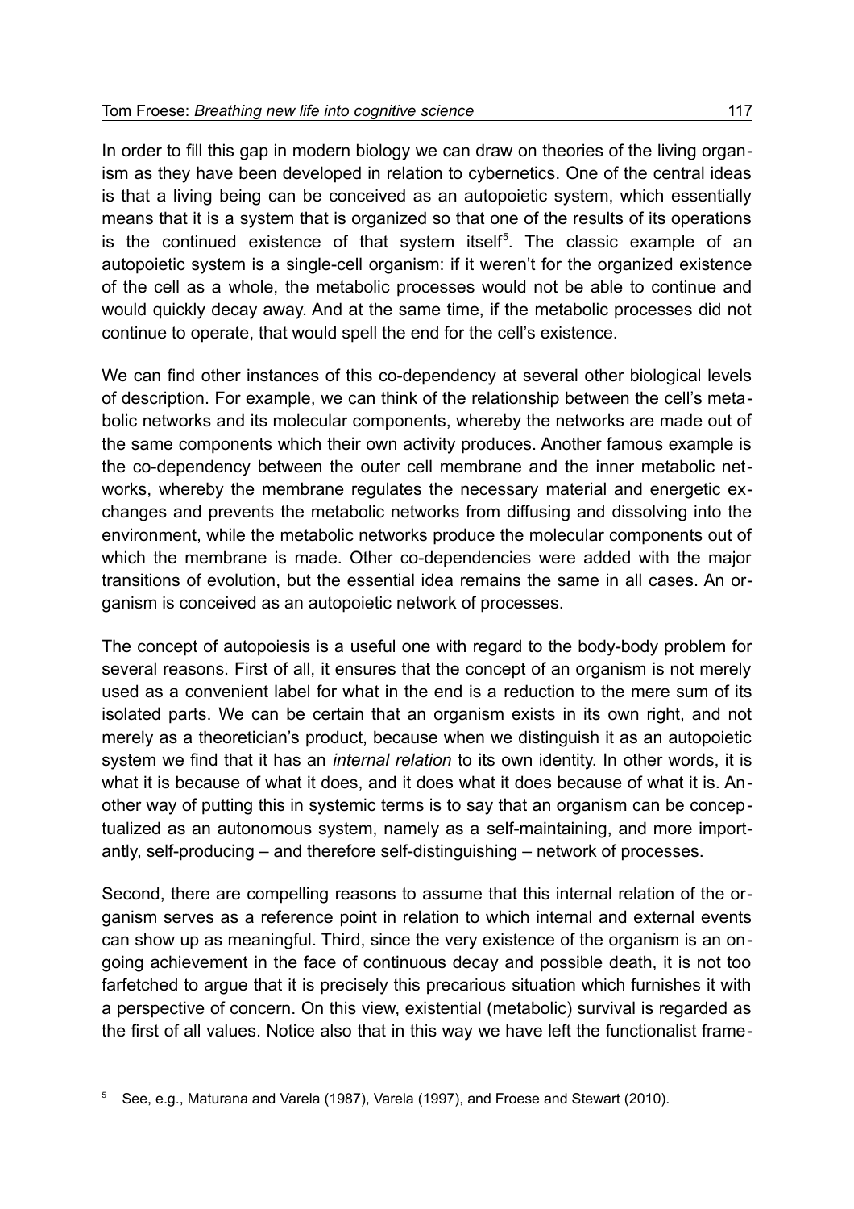In order to fill this gap in modern biology we can draw on theories of the living organism as they have been developed in relation to cybernetics. One of the central ideas is that a living being can be conceived as an autopoietic system, which essentially means that it is a system that is organized so that one of the results of its operations is the continued existence of that system itself[5]. The classic example of an autopoietic system is a single-cell organism: if it weren't for the organized existence of the cell as a whole, the metabolic processes would not be able to continue and would quickly decay away. And at the same time, if the metabolic processes did not continue to operate, that would spell the end for the cell's existence.

We can find other instances of this co-dependency at several other biological levels of description. For example, we can think of the relationship between the cell's metabolic networks and its molecular components, whereby the networks are made out of the same components which their own activity produces. Another famous example is the co-dependency between the outer cell membrane and the inner metabolic networks, whereby the membrane regulates the necessary material and energetic exchanges and prevents the metabolic networks from diffusing and dissolving into the environment, while the metabolic networks produce the molecular components out of which the membrane is made. Other co-dependencies were added with the major transitions of evolution, but the essential idea remains the same in all cases. An organism is conceived as an autopoietic network of processes.

The concept of autopoiesis is a useful one with regard to the body-body problem for several reasons. First of all, it ensures that the concept of an organism is not merely used as a convenient label for what in the end is a reduction to the mere sum of its isolated parts. We can be certain that an organism exists in its own right, and not merely as a theoretician's product, because when we distinguish it as an autopoietic system we find that it has an *internal relation* to its own identity. In other words, it is what it is because of what it does, and it does what it does because of what it is. Another way of putting this in systemic terms is to say that an organism can be conceptualized as an autonomous system, namely as a self-maintaining, and more importantly, self-producing – and therefore self-distinguishing – network of processes.

Second, there are compelling reasons to assume that this internal relation of the organism serves as a reference point in relation to which internal and external events can show up as meaningful. Third, since the very existence of the organism is an ongoing achievement in the face of continuous decay and possible death, it is not too farfetched to argue that it is precisely this precarious situation which furnishes it with a perspective of concern. On this view, existential (metabolic) survival is regarded as the first of all values. Notice also that in this way we have left the functionalist frame-

[5] See, e.g., Maturana and Varela (1987), Varela (1997), and Froese and Stewart (2010).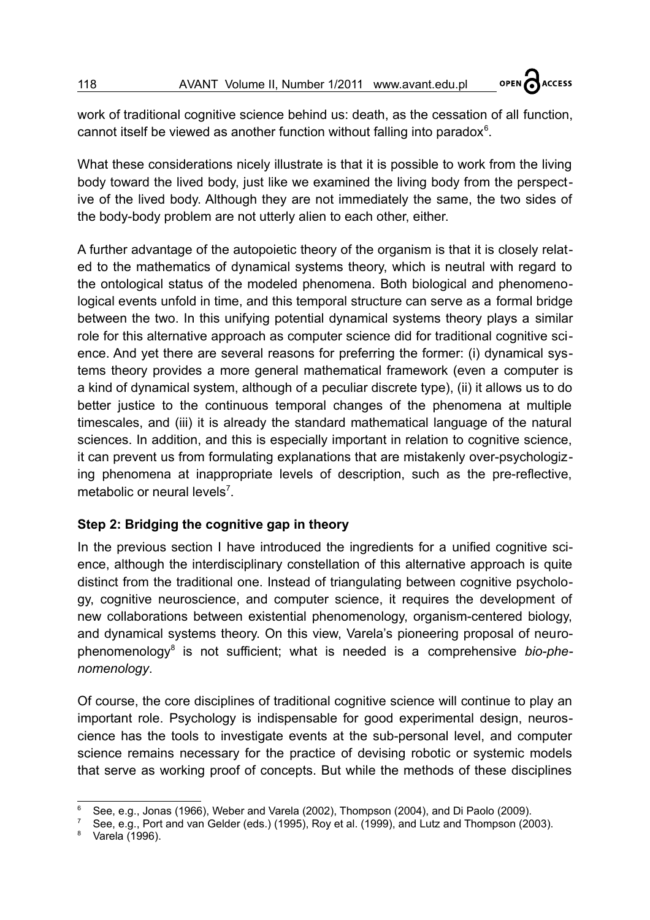work of traditional cognitive science behind us: death, as the cessation of all function, cannot itself be viewed as another function without falling into paradox[6].

What these considerations nicely illustrate is that it is possible to work from the living body toward the lived body, just like we examined the living body from the perspective of the lived body. Although they are not immediately the same, the two sides of the body-body problem are not utterly alien to each other, either.

A further advantage of the autopoietic theory of the organism is that it is closely related to the mathematics of dynamical systems theory, which is neutral with regard to the ontological status of the modeled phenomena. Both biological and phenomenological events unfold in time, and this temporal structure can serve as a formal bridge between the two. In this unifying potential dynamical systems theory plays a similar role for this alternative approach as computer science did for traditional cognitive science. And yet there are several reasons for preferring the former: (i) dynamical systems theory provides a more general mathematical framework (even a computer is a kind of dynamical system, although of a peculiar discrete type), (ii) it allows us to do better justice to the continuous temporal changes of the phenomena at multiple timescales, and (iii) it is already the standard mathematical language of the natural sciences. In addition, and this is especially important in relation to cognitive science, it can prevent us from formulating explanations that are mistakenly over-psychologizing phenomena at inappropriate levels of description, such as the pre-reflective, metabolic or neural levels[7].

### Step 2: Bridging the cognitive gap in theory

In the previous section I have introduced the ingredients for a unified cognitive science, although the interdisciplinary constellation of this alternative approach is quite distinct from the traditional one. Instead of triangulating between cognitive psychology, cognitive neuroscience, and computer science, it requires the development of new collaborations between existential phenomenology, organism-centered biology, and dynamical systems theory. On this view, Varela's pioneering proposal of neurophenomenology[8] is not sufficient; what is needed is a comprehensive *bio-phenomenology*.

Of course, the core disciplines of traditional cognitive science will continue to play an important role. Psychology is indispensable for good experimental design, neuroscience has the tools to investigate events at the sub-personal level, and computer science remains necessary for the practice of devising robotic or systemic models that serve as working proof of concepts. But while the methods of these disciplines

---

[6] See, e.g., Jonas (1966), Weber and Varela (2002), Thompson (2004), and Di Paolo (2009).

[7] See, e.g., Port and van Gelder (eds.) (1995), Roy et al. (1999), and Lutz and Thompson (2003).

[8] Varela (1996).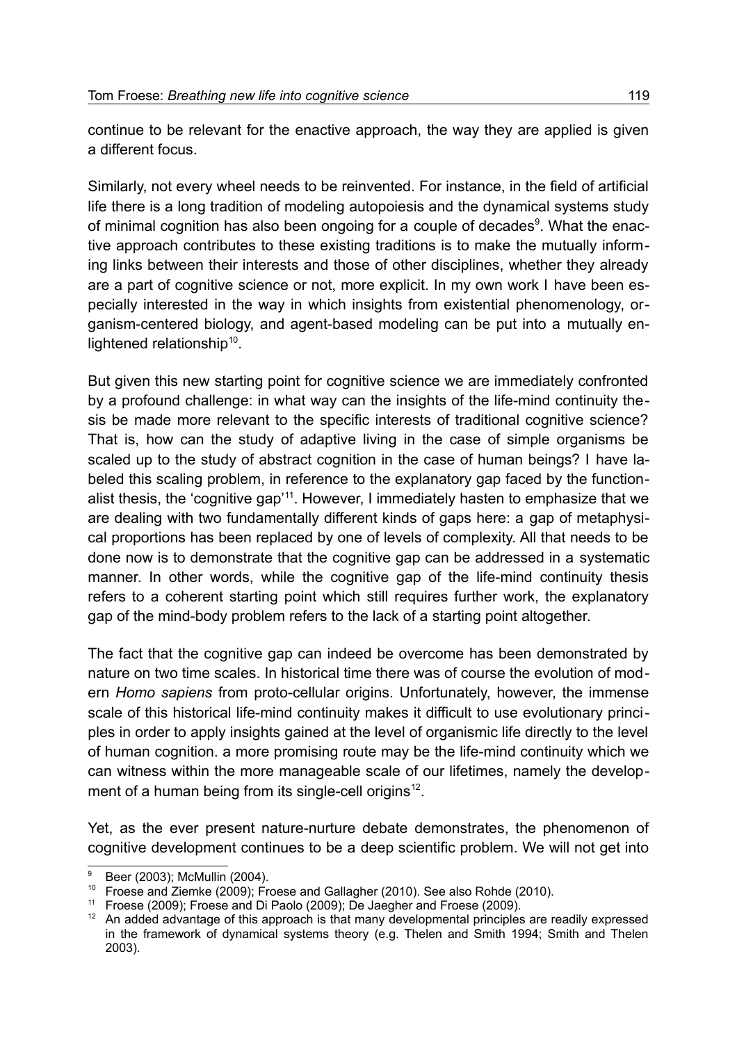continue to be relevant for the enactive approach, the way they are applied is given a different focus.

Similarly, not every wheel needs to be reinvented. For instance, in the field of artificial life there is a long tradition of modeling autopoiesis and the dynamical systems study of minimal cognition has also been ongoing for a couple of decades[9]. What the enactive approach contributes to these existing traditions is to make the mutually informing links between their interests and those of other disciplines, whether they already are a part of cognitive science or not, more explicit. In my own work I have been especially interested in the way in which insights from existential phenomenology, organism-centered biology, and agent-based modeling can be put into a mutually enlightened relationship[10].

But given this new starting point for cognitive science we are immediately confronted by a profound challenge: in what way can the insights of the life-mind continuity thesis be made more relevant to the specific interests of traditional cognitive science? That is, how can the study of adaptive living in the case of simple organisms be scaled up to the study of abstract cognition in the case of human beings? I have labeled this scaling problem, in reference to the explanatory gap faced by the functionalist thesis, the 'cognitive gap'[11]. However, I immediately hasten to emphasize that we are dealing with two fundamentally different kinds of gaps here: a gap of metaphysical proportions has been replaced by one of levels of complexity. All that needs to be done now is to demonstrate that the cognitive gap can be addressed in a systematic manner. In other words, while the cognitive gap of the life-mind continuity thesis refers to a coherent starting point which still requires further work, the explanatory gap of the mind-body problem refers to the lack of a starting point altogether.

The fact that the cognitive gap can indeed be overcome has been demonstrated by nature on two time scales. In historical time there was of course the evolution of modern *Homo sapiens* from proto-cellular origins. Unfortunately, however, the immense scale of this historical life-mind continuity makes it difficult to use evolutionary principles in order to apply insights gained at the level of organismic life directly to the level of human cognition. a more promising route may be the life-mind continuity which we can witness within the more manageable scale of our lifetimes, namely the development of a human being from its single-cell origins[12].

Yet, as the ever present nature-nurture debate demonstrates, the phenomenon of cognitive development continues to be a deep scientific problem. We will not get into

---

[9] Beer (2003); McMullin (2004).

[10] Froese and Ziemke (2009); Froese and Gallagher (2010). See also Rohde (2010).

[11] Froese (2009); Froese and Di Paolo (2009); De Jaegher and Froese (2009).

[12] An added advantage of this approach is that many developmental principles are readily expressed in the framework of dynamical systems theory (e.g. Thelen and Smith 1994; Smith and Thelen 2003).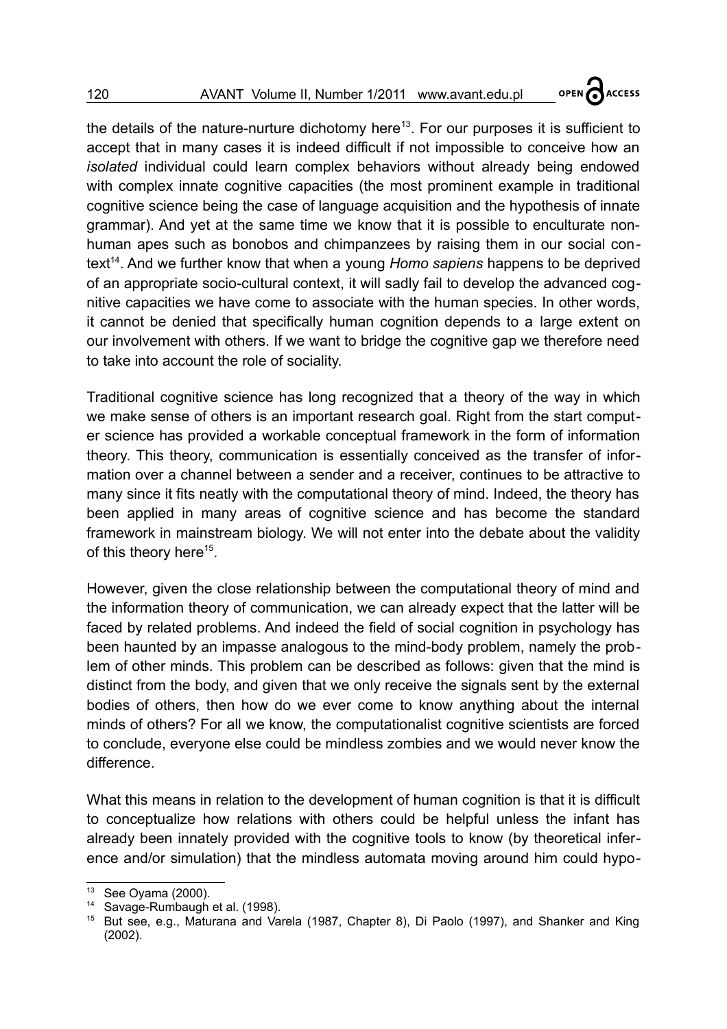the details of the nature-nurture dichotomy here[13]. For our purposes it is sufficient to accept that in many cases it is indeed difficult if not impossible to conceive how an *isolated* individual could learn complex behaviors without already being endowed with complex innate cognitive capacities (the most prominent example in traditional cognitive science being the case of language acquisition and the hypothesis of innate grammar). And yet at the same time we know that it is possible to enculturate non-human apes such as bonobos and chimpanzees by raising them in our social context[14]. And we further know that when a young *Homo sapiens* happens to be deprived of an appropriate socio-cultural context, it will sadly fail to develop the advanced cognitive capacities we have come to associate with the human species. In other words, it cannot be denied that specifically human cognition depends to a large extent on our involvement with others. If we want to bridge the cognitive gap we therefore need to take into account the role of sociality.

Traditional cognitive science has long recognized that a theory of the way in which we make sense of others is an important research goal. Right from the start computer science has provided a workable conceptual framework in the form of information theory. This theory, communication is essentially conceived as the transfer of information over a channel between a sender and a receiver, continues to be attractive to many since it fits neatly with the computational theory of mind. Indeed, the theory has been applied in many areas of cognitive science and has become the standard framework in mainstream biology. We will not enter into the debate about the validity of this theory here[15].

However, given the close relationship between the computational theory of mind and the information theory of communication, we can already expect that the latter will be faced by related problems. And indeed the field of social cognition in psychology has been haunted by an impasse analogous to the mind-body problem, namely the problem of other minds. This problem can be described as follows: given that the mind is distinct from the body, and given that we only receive the signals sent by the external bodies of others, then how do we ever come to know anything about the internal minds of others? For all we know, the computationalist cognitive scientists are forced to conclude, everyone else could be mindless zombies and we would never know the difference.

What this means in relation to the development of human cognition is that it is difficult to conceptualize how relations with others could be helpful unless the infant has already been innately provided with the cognitive tools to know (by theoretical inference and/or simulation) that the mindless automata moving around him could hypo-

---

[13] See Oyama (2000).

[14] Savage-Rumbaugh et al. (1998).

[15] But see, e.g., Maturana and Varela (1987, Chapter 8), Di Paolo (1997), and Shanker and King (2002).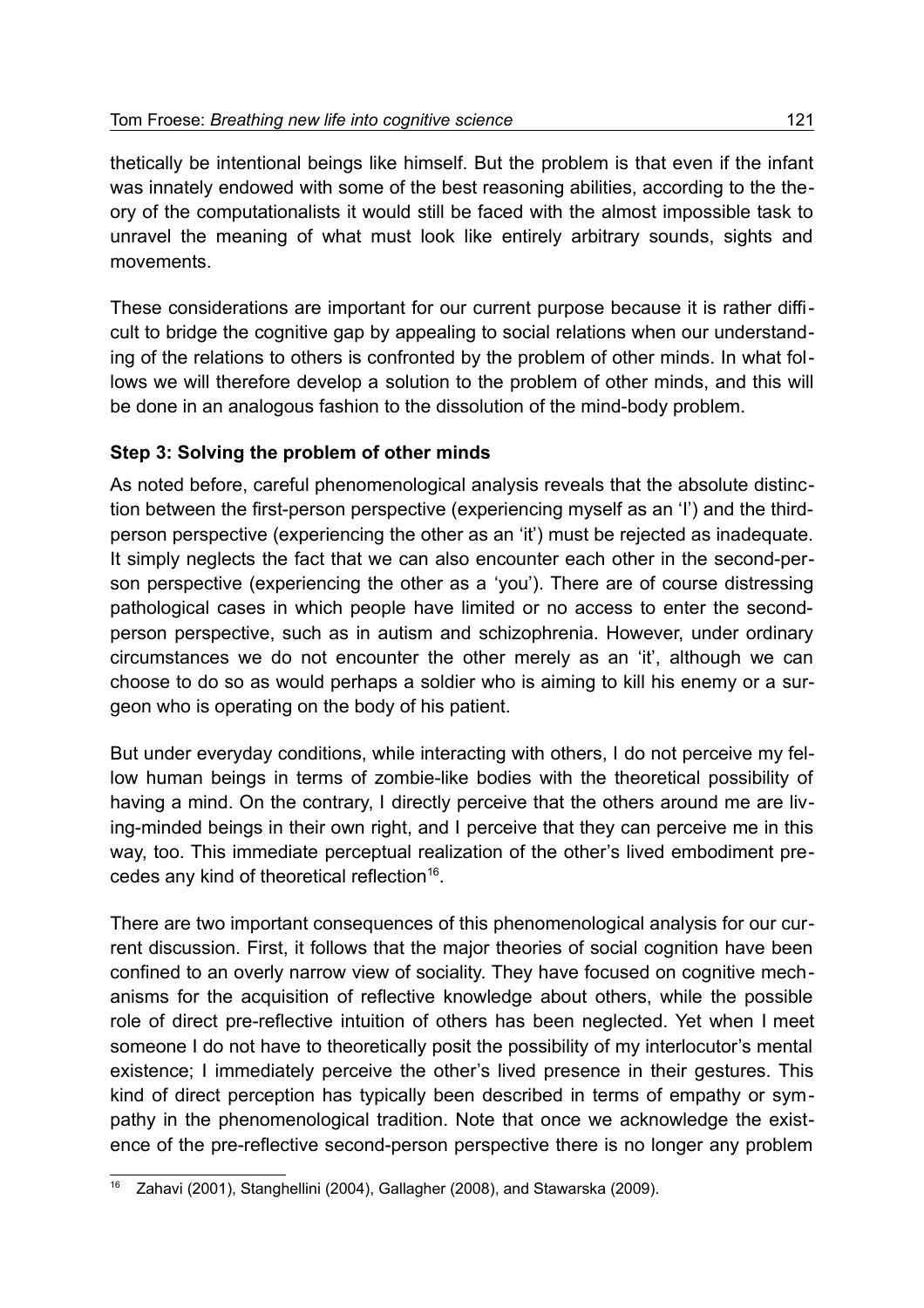thetically be intentional beings like himself. But the problem is that even if the infant was innately endowed with some of the best reasoning abilities, according to the theory of the computationalists it would still be faced with the almost impossible task to unravel the meaning of what must look like entirely arbitrary sounds, sights and movements.

These considerations are important for our current purpose because it is rather difficult to bridge the cognitive gap by appealing to social relations when our understanding of the relations to others is confronted by the problem of other minds. In what follows we will therefore develop a solution to the problem of other minds, and this will be done in an analogous fashion to the dissolution of the mind-body problem.

### Step 3: Solving the problem of other minds

As noted before, careful phenomenological analysis reveals that the absolute distinction between the first-person perspective (experiencing myself as an 'I') and the third-person perspective (experiencing the other as an 'it') must be rejected as inadequate. It simply neglects the fact that we can also encounter each other in the second-person perspective (experiencing the other as a 'you'). There are of course distressing pathological cases in which people have limited or no access to enter the second-person perspective, such as in autism and schizophrenia. However, under ordinary circumstances we do not encounter the other merely as an 'it', although we can choose to do so as would perhaps a soldier who is aiming to kill his enemy or a surgeon who is operating on the body of his patient.

But under everyday conditions, while interacting with others, I do not perceive my fellow human beings in terms of zombie-like bodies with the theoretical possibility of having a mind. On the contrary, I directly perceive that the others around me are living-minded beings in their own right, and I perceive that they can perceive me in this way, too. This immediate perceptual realization of the other's lived embodiment precedes any kind of theoretical reflection[16].

There are two important consequences of this phenomenological analysis for our current discussion. First, it follows that the major theories of social cognition have been confined to an overly narrow view of sociality. They have focused on cognitive mechanisms for the acquisition of reflective knowledge about others, while the possible role of direct pre-reflective intuition of others has been neglected. Yet when I meet someone I do not have to theoretically posit the possibility of my interlocutor's mental existence; I immediately perceive the other's lived presence in their gestures. This kind of direct perception has typically been described in terms of empathy or sympathy in the phenomenological tradition. Note that once we acknowledge the existence of the pre-reflective second-person perspective there is no longer any problem

---

[16] Zahavi (2001), Stanghellini (2004), Gallagher (2008), and Stawarska (2009).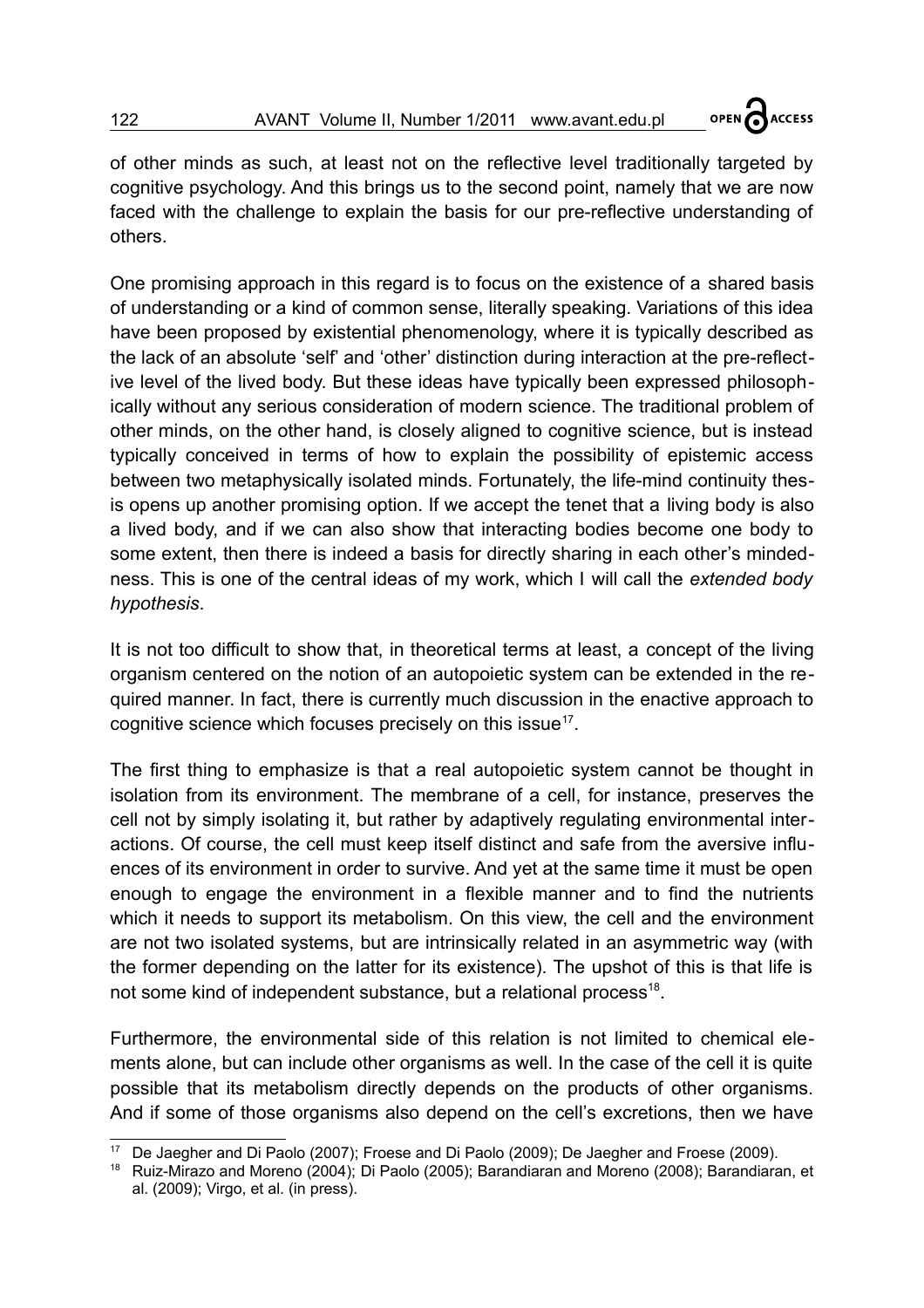of other minds as such, at least not on the reflective level traditionally targeted by cognitive psychology. And this brings us to the second point, namely that we are now faced with the challenge to explain the basis for our pre-reflective understanding of others.

One promising approach in this regard is to focus on the existence of a shared basis of understanding or a kind of common sense, literally speaking. Variations of this idea have been proposed by existential phenomenology, where it is typically described as the lack of an absolute 'self' and 'other' distinction during interaction at the pre-reflective level of the lived body. But these ideas have typically been expressed philosophically without any serious consideration of modern science. The traditional problem of other minds, on the other hand, is closely aligned to cognitive science, but is instead typically conceived in terms of how to explain the possibility of epistemic access between two metaphysically isolated minds. Fortunately, the life-mind continuity thesis opens up another promising option. If we accept the tenet that a living body is also a lived body, and if we can also show that interacting bodies become one body to some extent, then there is indeed a basis for directly sharing in each other's mindedness. This is one of the central ideas of my work, which I will call the *extended body hypothesis*.

It is not too difficult to show that, in theoretical terms at least, a concept of the living organism centered on the notion of an autopoietic system can be extended in the required manner. In fact, there is currently much discussion in the enactive approach to cognitive science which focuses precisely on this issue[17].

The first thing to emphasize is that a real autopoietic system cannot be thought in isolation from its environment. The membrane of a cell, for instance, preserves the cell not by simply isolating it, but rather by adaptively regulating environmental interactions. Of course, the cell must keep itself distinct and safe from the aversive influences of its environment in order to survive. And yet at the same time it must be open enough to engage the environment in a flexible manner and to find the nutrients which it needs to support its metabolism. On this view, the cell and the environment are not two isolated systems, but are intrinsically related in an asymmetric way (with the former depending on the latter for its existence). The upshot of this is that life is not some kind of independent substance, but a relational process[18].

Furthermore, the environmental side of this relation is not limited to chemical elements alone, but can include other organisms as well. In the case of the cell it is quite possible that its metabolism directly depends on the products of other organisms. And if some of those organisms also depend on the cell's excretions, then we have

---

[17] De Jaegher and Di Paolo (2007); Froese and Di Paolo (2009); De Jaegher and Froese (2009).

[18] Ruiz-Mirazo and Moreno (2004); Di Paolo (2005); Barandiaran and Moreno (2008); Barandiaran, et al. (2009); Virgo, et al. (in press).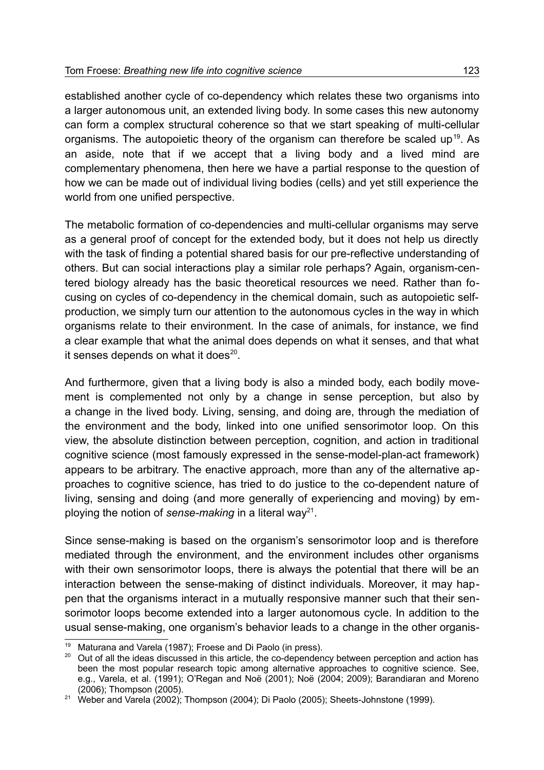established another cycle of co-dependency which relates these two organisms into a larger autonomous unit, an extended living body. In some cases this new autonomy can form a complex structural coherence so that we start speaking of multi-cellular organisms. The autopoietic theory of the organism can therefore be scaled up[19]. As an aside, note that if we accept that a living body and a lived mind are complementary phenomena, then here we have a partial response to the question of how we can be made out of individual living bodies (cells) and yet still experience the world from one unified perspective.

The metabolic formation of co-dependencies and multi-cellular organisms may serve as a general proof of concept for the extended body, but it does not help us directly with the task of finding a potential shared basis for our pre-reflective understanding of others. But can social interactions play a similar role perhaps? Again, organism-centered biology already has the basic theoretical resources we need. Rather than focusing on cycles of co-dependency in the chemical domain, such as autopoietic self-production, we simply turn our attention to the autonomous cycles in the way in which organisms relate to their environment. In the case of animals, for instance, we find a clear example that what the animal does depends on what it senses, and that what it senses depends on what it does[20].

And furthermore, given that a living body is also a minded body, each bodily movement is complemented not only by a change in sense perception, but also by a change in the lived body. Living, sensing, and doing are, through the mediation of the environment and the body, linked into one unified sensorimotor loop. On this view, the absolute distinction between perception, cognition, and action in traditional cognitive science (most famously expressed in the sense-model-plan-act framework) appears to be arbitrary. The enactive approach, more than any of the alternative approaches to cognitive science, has tried to do justice to the co-dependent nature of living, sensing and doing (and more generally of experiencing and moving) by employing the notion of *sense-making* in a literal way[21].

Since sense-making is based on the organism's sensorimotor loop and is therefore mediated through the environment, and the environment includes other organisms with their own sensorimotor loops, there is always the potential that there will be an interaction between the sense-making of distinct individuals. Moreover, it may happen that the organisms interact in a mutually responsive manner such that their sensorimotor loops become extended into a larger autonomous cycle. In addition to the usual sense-making, one organism's behavior leads to a change in the other organis-

---

[19] Maturana and Varela (1987); Froese and Di Paolo (in press).

[20] Out of all the ideas discussed in this article, the co-dependency between perception and action has been the most popular research topic among alternative approaches to cognitive science. See, e.g., Varela, et al. (1991); O'Regan and Noë (2001); Noë (2004; 2009); Barandiaran and Moreno (2006); Thompson (2005).

[21] Weber and Varela (2002); Thompson (2004); Di Paolo (2005); Sheets-Johnstone (1999).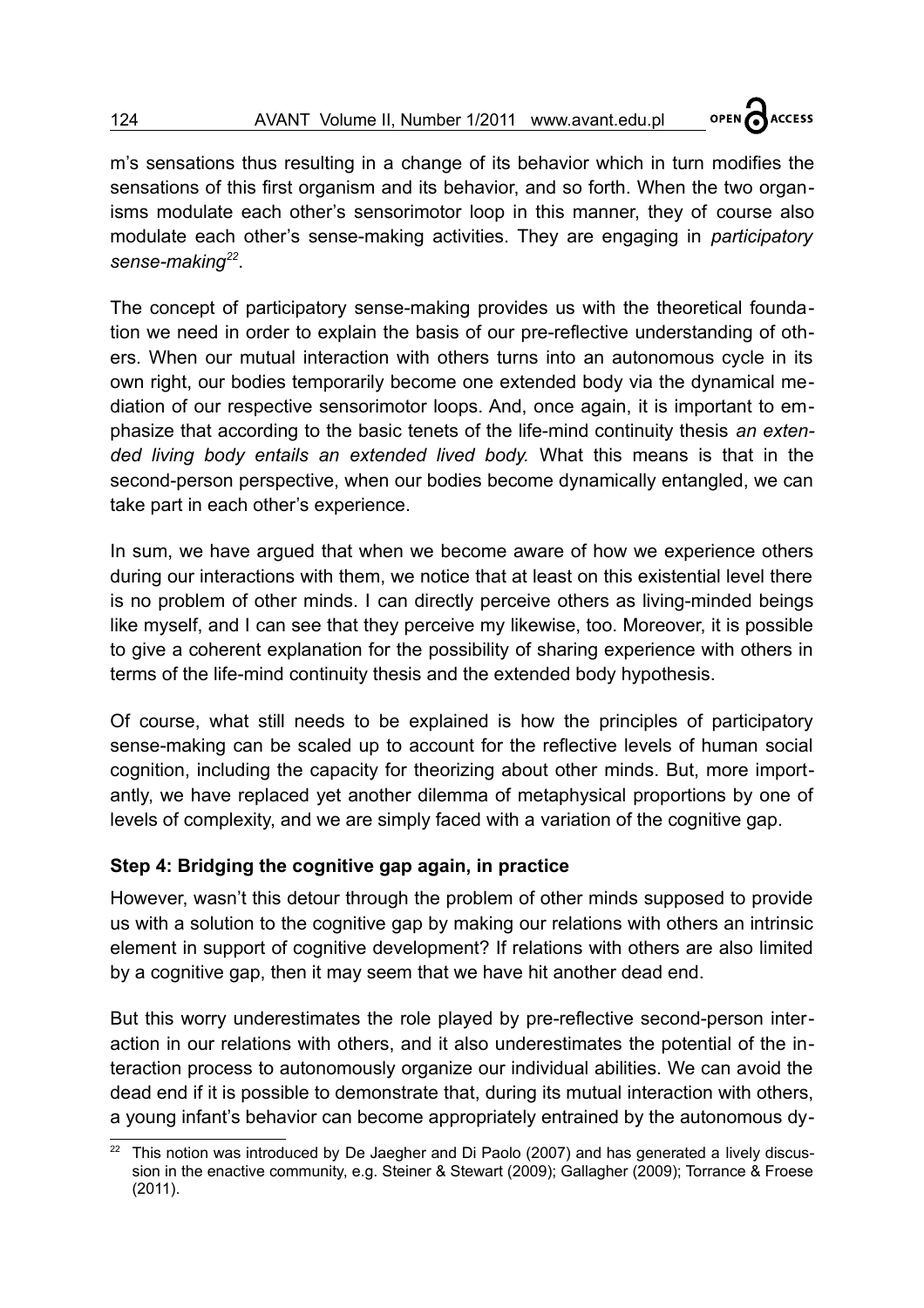m's sensations thus resulting in a change of its behavior which in turn modifies the sensations of this first organism and its behavior, and so forth. When the two organisms modulate each other's sensorimotor loop in this manner, they of course also modulate each other's sense-making activities. They are engaging in *participatory sense-making*[22].

The concept of participatory sense-making provides us with the theoretical foundation we need in order to explain the basis of our pre-reflective understanding of others. When our mutual interaction with others turns into an autonomous cycle in its own right, our bodies temporarily become one extended body via the dynamical mediation of our respective sensorimotor loops. And, once again, it is important to emphasize that according to the basic tenets of the life-mind continuity thesis *an extended living body entails an extended lived body.* What this means is that in the second-person perspective, when our bodies become dynamically entangled, we can take part in each other's experience.

In sum, we have argued that when we become aware of how we experience others during our interactions with them, we notice that at least on this existential level there is no problem of other minds. I can directly perceive others as living-minded beings like myself, and I can see that they perceive my likewise, too. Moreover, it is possible to give a coherent explanation for the possibility of sharing experience with others in terms of the life-mind continuity thesis and the extended body hypothesis.

Of course, what still needs to be explained is how the principles of participatory sense-making can be scaled up to account for the reflective levels of human social cognition, including the capacity for theorizing about other minds. But, more importantly, we have replaced yet another dilemma of metaphysical proportions by one of levels of complexity, and we are simply faced with a variation of the cognitive gap.

**Step 4: Bridging the cognitive gap again, in practice**

However, wasn't this detour through the problem of other minds supposed to provide us with a solution to the cognitive gap by making our relations with others an intrinsic element in support of cognitive development? If relations with others are also limited by a cognitive gap, then it may seem that we have hit another dead end.

But this worry underestimates the role played by pre-reflective second-person interaction in our relations with others, and it also underestimates the potential of the interaction process to autonomously organize our individual abilities. We can avoid the dead end if it is possible to demonstrate that, during its mutual interaction with others, a young infant's behavior can become appropriately entrained by the autonomous dy-

[22] This notion was introduced by De Jaegher and Di Paolo (2007) and has generated a lively discussion in the enactive community, e.g. Steiner & Stewart (2009); Gallagher (2009); Torrance & Froese (2011).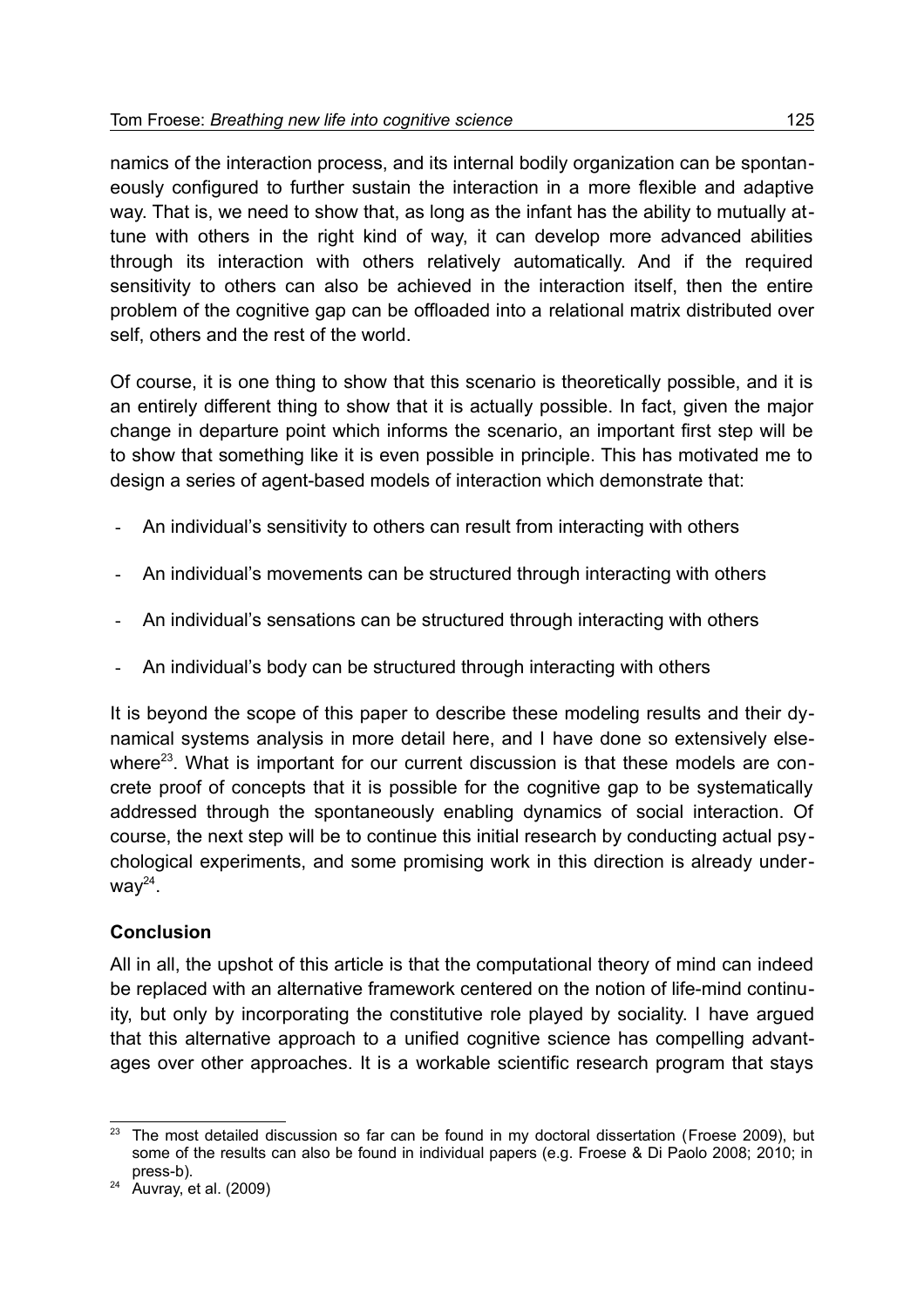namics of the interaction process, and its internal bodily organization can be spontaneously configured to further sustain the interaction in a more flexible and adaptive way. That is, we need to show that, as long as the infant has the ability to mutually attune with others in the right kind of way, it can develop more advanced abilities through its interaction with others relatively automatically. And if the required sensitivity to others can also be achieved in the interaction itself, then the entire problem of the cognitive gap can be offloaded into a relational matrix distributed over self, others and the rest of the world.

Of course, it is one thing to show that this scenario is theoretically possible, and it is an entirely different thing to show that it is actually possible. In fact, given the major change in departure point which informs the scenario, an important first step will be to show that something like it is even possible in principle. This has motivated me to design a series of agent-based models of interaction which demonstrate that:

- An individual's sensitivity to others can result from interacting with others
- An individual's movements can be structured through interacting with others
- An individual's sensations can be structured through interacting with others
- An individual's body can be structured through interacting with others

It is beyond the scope of this paper to describe these modeling results and their dynamical systems analysis in more detail here, and I have done so extensively elsewhere[23]. What is important for our current discussion is that these models are concrete proof of concepts that it is possible for the cognitive gap to be systematically addressed through the spontaneously enabling dynamics of social interaction. Of course, the next step will be to continue this initial research by conducting actual psychological experiments, and some promising work in this direction is already underway[24].

**Conclusion**

All in all, the upshot of this article is that the computational theory of mind can indeed be replaced with an alternative framework centered on the notion of life-mind continuity, but only by incorporating the constitutive role played by sociality. I have argued that this alternative approach to a unified cognitive science has compelling advantages over other approaches. It is a workable scientific research program that stays

---

[23] The most detailed discussion so far can be found in my doctoral dissertation (Froese 2009), but some of the results can also be found in individual papers (e.g. Froese & Di Paolo 2008; 2010; in press-b).

[24] Auvray, et al. (2009)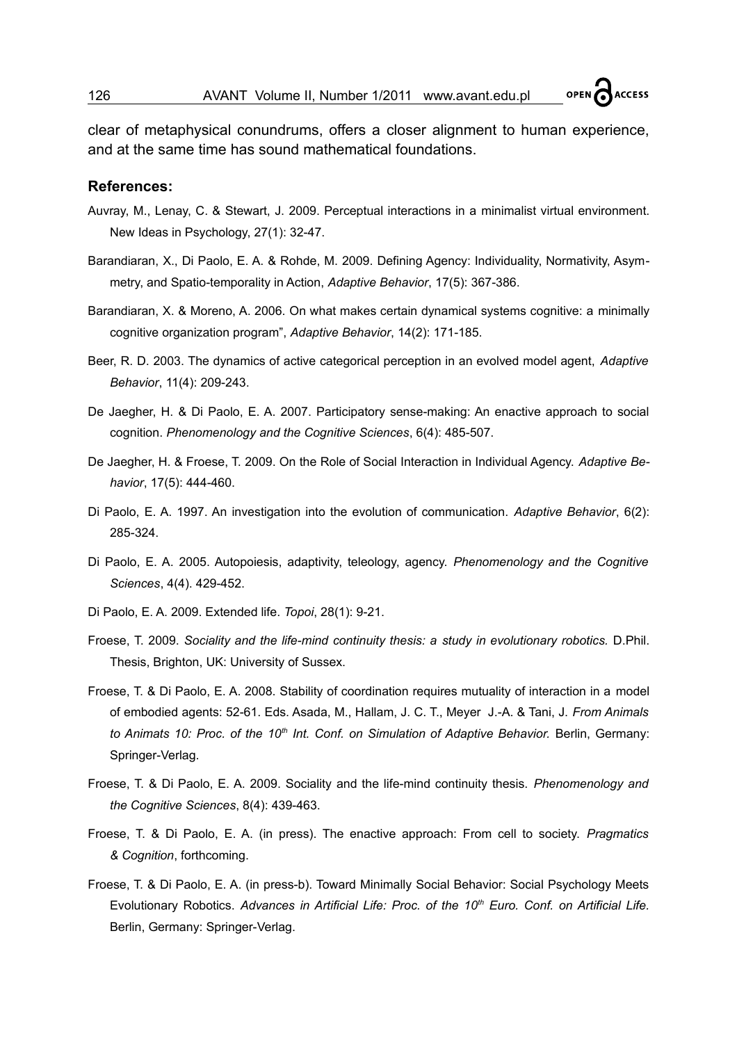clear of metaphysical conundrums, offers a closer alignment to human experience, and at the same time has sound mathematical foundations.

### References:

Auvray, M., Lenay, C. & Stewart, J. 2009. Perceptual interactions in a minimalist virtual environment. New Ideas in Psychology, 27(1): 32-47.

Barandiaran, X., Di Paolo, E. A. & Rohde, M. 2009. Defining Agency: Individuality, Normativity, Asymmetry, and Spatio-temporality in Action, *Adaptive Behavior*, 17(5): 367-386.

Barandiaran, X. & Moreno, A. 2006. On what makes certain dynamical systems cognitive: a minimally cognitive organization program", *Adaptive Behavior*, 14(2): 171-185.

Beer, R. D. 2003. The dynamics of active categorical perception in an evolved model agent, *Adaptive Behavior*, 11(4): 209-243.

De Jaegher, H. & Di Paolo, E. A. 2007. Participatory sense-making: An enactive approach to social cognition. *Phenomenology and the Cognitive Sciences*, 6(4): 485-507.

De Jaegher, H. & Froese, T. 2009. On the Role of Social Interaction in Individual Agency. *Adaptive Behavior*, 17(5): 444-460.

Di Paolo, E. A. 1997. An investigation into the evolution of communication. *Adaptive Behavior*, 6(2): 285-324.

Di Paolo, E. A. 2005. Autopoiesis, adaptivity, teleology, agency. *Phenomenology and the Cognitive Sciences*, 4(4). 429-452.

Di Paolo, E. A. 2009. Extended life. *Topoi*, 28(1): 9-21.

Froese, T. 2009. *Sociality and the life-mind continuity thesis: a study in evolutionary robotics.* D.Phil. Thesis, Brighton, UK: University of Sussex.

Froese, T. & Di Paolo, E. A. 2008. Stability of coordination requires mutuality of interaction in a model of embodied agents: 52-61. Eds. Asada, M., Hallam, J. C. T., Meyer J.-A. & Tani, J. *From Animals to Animats 10: Proc. of the 10th Int. Conf. on Simulation of Adaptive Behavior.* Berlin, Germany: Springer-Verlag.

Froese, T. & Di Paolo, E. A. 2009. Sociality and the life-mind continuity thesis. *Phenomenology and the Cognitive Sciences*, 8(4): 439-463.

Froese, T. & Di Paolo, E. A. (in press). The enactive approach: From cell to society. *Pragmatics & Cognition*, forthcoming.

Froese, T. & Di Paolo, E. A. (in press-b). Toward Minimally Social Behavior: Social Psychology Meets Evolutionary Robotics. *Advances in Artificial Life: Proc. of the 10th Euro. Conf. on Artificial Life.* Berlin, Germany: Springer-Verlag.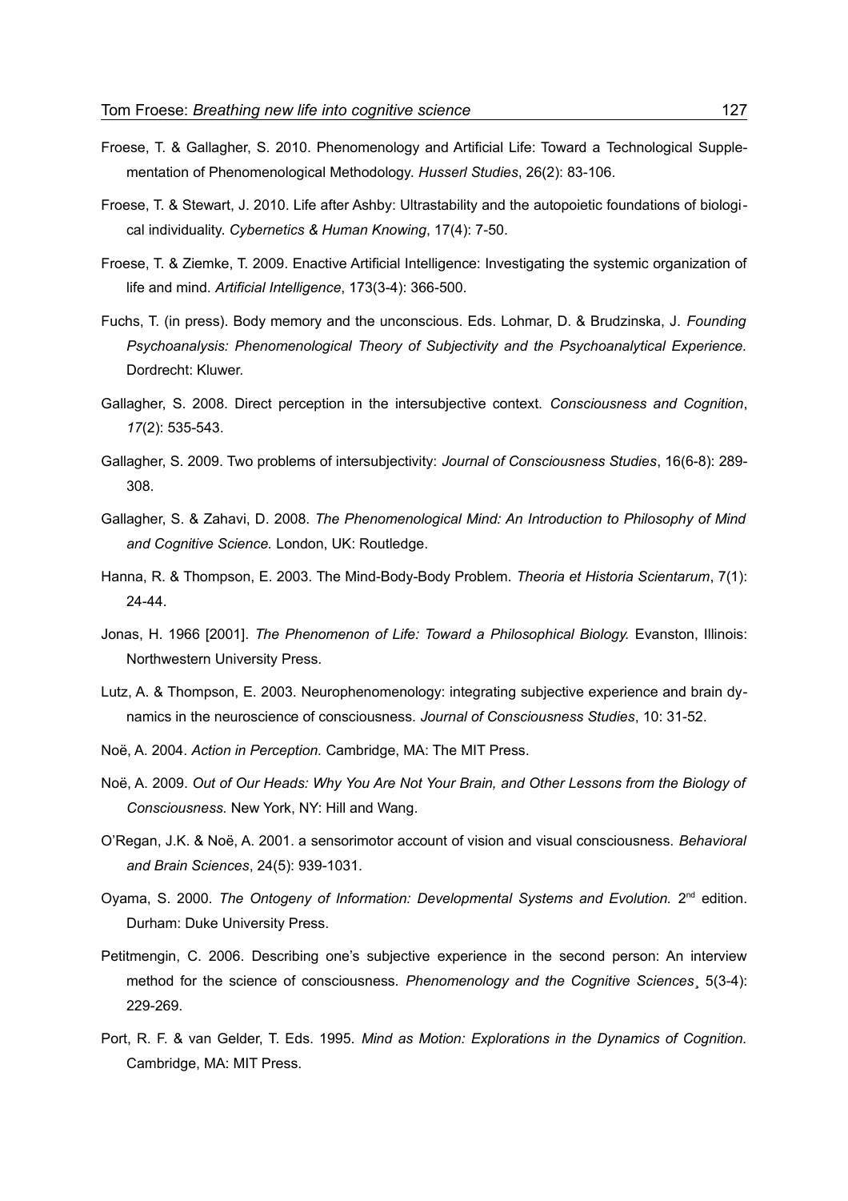Froese, T. & Gallagher, S. 2010. Phenomenology and Artificial Life: Toward a Technological Supplementation of Phenomenological Methodology. *Husserl Studies*, 26(2): 83-106.

Froese, T. & Stewart, J. 2010. Life after Ashby: Ultrastability and the autopoietic foundations of biological individuality. *Cybernetics & Human Knowing*, 17(4): 7-50.

Froese, T. & Ziemke, T. 2009. Enactive Artificial Intelligence: Investigating the systemic organization of life and mind. *Artificial Intelligence*, 173(3-4): 366-500.

Fuchs, T. (in press). Body memory and the unconscious. Eds. Lohmar, D. & Brudzinska, J. *Founding Psychoanalysis: Phenomenological Theory of Subjectivity and the Psychoanalytical Experience.* Dordrecht: Kluwer.

Gallagher, S. 2008. Direct perception in the intersubjective context. *Consciousness and Cognition*, *17*(2): 535-543.

Gallagher, S. 2009. Two problems of intersubjectivity: *Journal of Consciousness Studies*, 16(6-8): 289-308.

Gallagher, S. & Zahavi, D. 2008. *The Phenomenological Mind: An Introduction to Philosophy of Mind and Cognitive Science.* London, UK: Routledge.

Hanna, R. & Thompson, E. 2003. The Mind-Body-Body Problem. *Theoria et Historia Scientarum*, 7(1): 24-44.

Jonas, H. 1966 [2001]. *The Phenomenon of Life: Toward a Philosophical Biology.* Evanston, Illinois: Northwestern University Press.

Lutz, A. & Thompson, E. 2003. Neurophenomenology: integrating subjective experience and brain dynamics in the neuroscience of consciousness. *Journal of Consciousness Studies*, 10: 31-52.

Noë, A. 2004. *Action in Perception.* Cambridge, MA: The MIT Press.

Noë, A. 2009. *Out of Our Heads: Why You Are Not Your Brain, and Other Lessons from the Biology of Consciousness.* New York, NY: Hill and Wang.

O'Regan, J.K. & Noë, A. 2001. a sensorimotor account of vision and visual consciousness. *Behavioral and Brain Sciences*, 24(5): 939-1031.

Oyama, S. 2000. *The Ontogeny of Information: Developmental Systems and Evolution.* 2nd edition. Durham: Duke University Press.

Petitmengin, C. 2006. Describing one's subjective experience in the second person: An interview method for the science of consciousness. *Phenomenology and the Cognitive Sciences*¸ 5(3-4): 229-269.

Port, R. F. & van Gelder, T. Eds. 1995. *Mind as Motion: Explorations in the Dynamics of Cognition.* Cambridge, MA: MIT Press.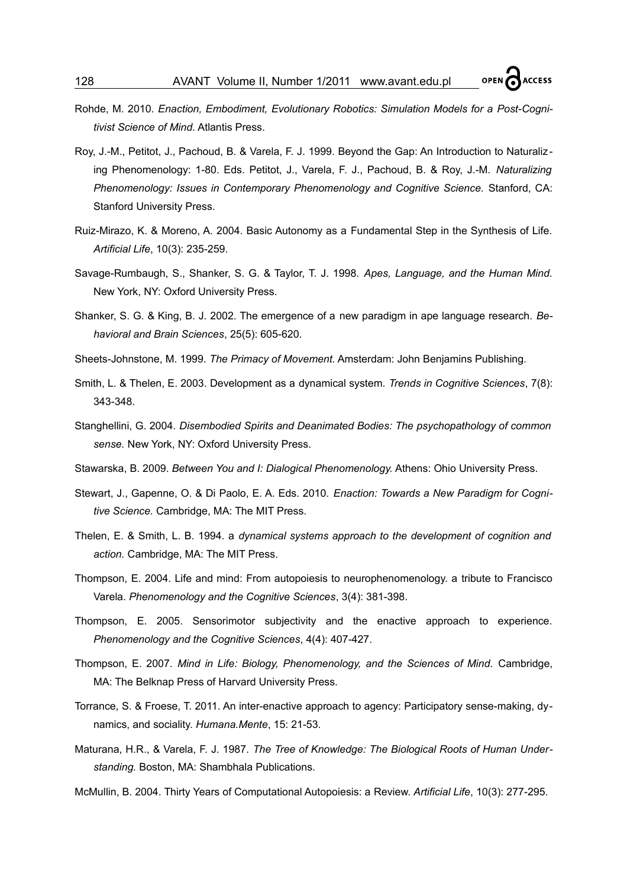Rohde, M. 2010. *Enaction, Embodiment, Evolutionary Robotics: Simulation Models for a Post-Cognitivist Science of Mind.* Atlantis Press.

Roy, J.-M., Petitot, J., Pachoud, B. & Varela, F. J. 1999. Beyond the Gap: An Introduction to Naturalizing Phenomenology: 1-80. Eds. Petitot, J., Varela, F. J., Pachoud, B. & Roy, J.-M. *Naturalizing Phenomenology: Issues in Contemporary Phenomenology and Cognitive Science.* Stanford, CA: Stanford University Press.

Ruiz-Mirazo, K. & Moreno, A. 2004. Basic Autonomy as a Fundamental Step in the Synthesis of Life. *Artificial Life*, 10(3): 235-259.

Savage-Rumbaugh, S., Shanker, S. G. & Taylor, T. J. 1998. *Apes, Language, and the Human Mind.* New York, NY: Oxford University Press.

Shanker, S. G. & King, B. J. 2002. The emergence of a new paradigm in ape language research. *Behavioral and Brain Sciences*, 25(5): 605-620.

Sheets-Johnstone, M. 1999. *The Primacy of Movement.* Amsterdam: John Benjamins Publishing.

Smith, L. & Thelen, E. 2003. Development as a dynamical system. *Trends in Cognitive Sciences*, 7(8): 343-348.

Stanghellini, G. 2004. *Disembodied Spirits and Deanimated Bodies: The psychopathology of common sense.* New York, NY: Oxford University Press.

Stawarska, B. 2009. *Between You and I: Dialogical Phenomenology.* Athens: Ohio University Press.

Stewart, J., Gapenne, O. & Di Paolo, E. A. Eds. 2010. *Enaction: Towards a New Paradigm for Cognitive Science.* Cambridge, MA: The MIT Press.

Thelen, E. & Smith, L. B. 1994. a *dynamical systems approach to the development of cognition and action.* Cambridge, MA: The MIT Press.

Thompson, E. 2004. Life and mind: From autopoiesis to neurophenomenology. a tribute to Francisco Varela. *Phenomenology and the Cognitive Sciences*, 3(4): 381-398.

Thompson, E. 2005. Sensorimotor subjectivity and the enactive approach to experience. *Phenomenology and the Cognitive Sciences*, 4(4): 407-427.

Thompson, E. 2007. *Mind in Life: Biology, Phenomenology, and the Sciences of Mind.* Cambridge, MA: The Belknap Press of Harvard University Press.

Torrance, S. & Froese, T. 2011. An inter-enactive approach to agency: Participatory sense-making, dynamics, and sociality. *Humana.Mente*, 15: 21-53.

Maturana, H.R., & Varela, F. J. 1987. *The Tree of Knowledge: The Biological Roots of Human Understanding.* Boston, MA: Shambhala Publications.

McMullin, B. 2004. Thirty Years of Computational Autopoiesis: a Review. *Artificial Life*, 10(3): 277-295.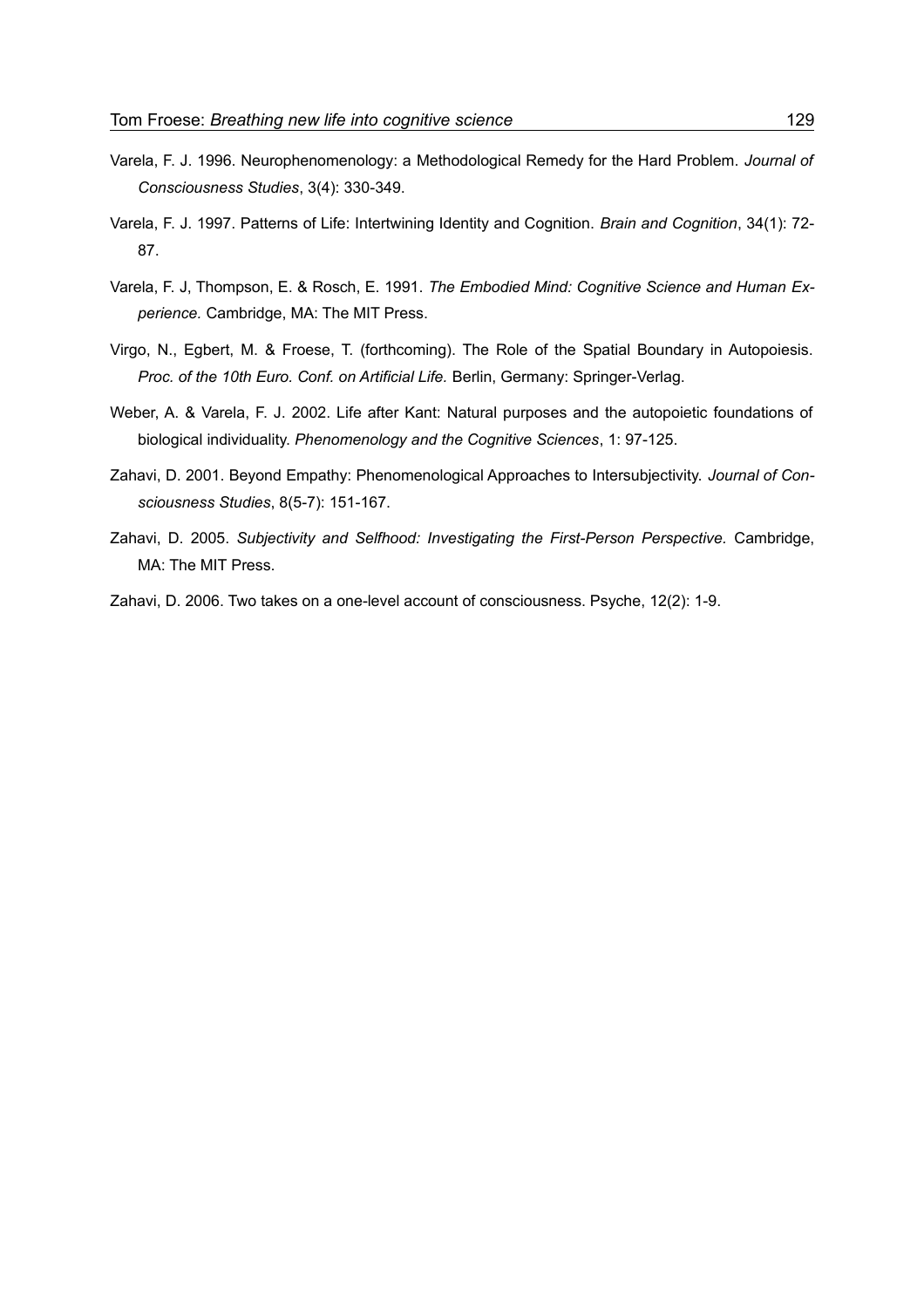Varela, F. J. 1996. Neurophenomenology: a Methodological Remedy for the Hard Problem. *Journal of Consciousness Studies*, 3(4): 330-349.

Varela, F. J. 1997. Patterns of Life: Intertwining Identity and Cognition. *Brain and Cognition*, 34(1): 72-87.

Varela, F. J, Thompson, E. & Rosch, E. 1991. *The Embodied Mind: Cognitive Science and Human Experience.* Cambridge, MA: The MIT Press.

Virgo, N., Egbert, M. & Froese, T. (forthcoming). The Role of the Spatial Boundary in Autopoiesis. *Proc. of the 10th Euro. Conf. on Artificial Life.* Berlin, Germany: Springer-Verlag.

Weber, A. & Varela, F. J. 2002. Life after Kant: Natural purposes and the autopoietic foundations of biological individuality. *Phenomenology and the Cognitive Sciences*, 1: 97-125.

Zahavi, D. 2001. Beyond Empathy: Phenomenological Approaches to Intersubjectivity. *Journal of Consciousness Studies*, 8(5-7): 151-167.

Zahavi, D. 2005. *Subjectivity and Selfhood: Investigating the First-Person Perspective.* Cambridge, MA: The MIT Press.

Zahavi, D. 2006. Two takes on a one-level account of consciousness. Psyche, 12(2): 1-9.